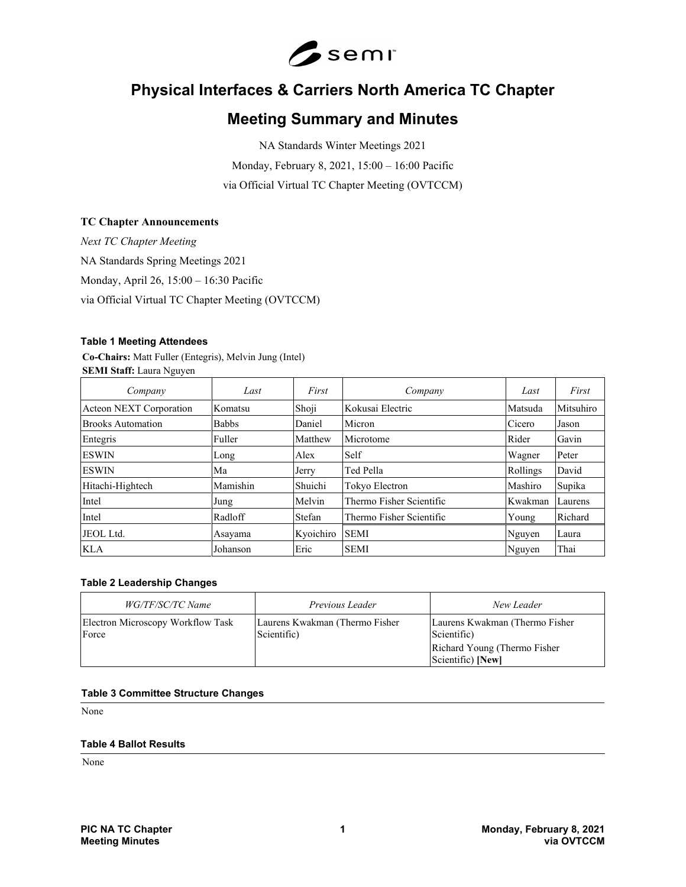# Physical Interfaces & Carriers North America TC Chapter

# Meeting Summary and Minutes

NA Standards Winter Meetings 2021

Monday, February 8, 2021, 15:00 – 16:00 Pacific

via Official Virtual TC Chapter Meeting (OVTCCM)

**TC Chapter Announcements**

*Next TC Chapter Meeting*

NA Standards Spring Meetings 2021

Monday, April 26, 15:00 – 16:30 Pacific

via Official Virtual TC Chapter Meeting (OVTCCM)

#### Table 1 Meeting Attendees

**Co-Chairs:** Matt Fuller (Entegris), Melvin Jung (Intel)

**SEMI Staff:** Laura Nguyen

| *Company* | *Last* | *First* | *Company* | *Last* | *First* |
|---|---|---|---|---|---|
| Acteon NEXT Corporation | Komatsu | Shoji | Kokusai Electric | Matsuda | Mitsuhiro |
| Brooks Automation | Babbs | Daniel | Micron | Cicero | Jason |
| Entegris | Fuller | Matthew | Microtome | Rider | Gavin |
| ESWIN | Long | Alex | Self | Wagner | Peter |
| ESWIN | Ma | Jerry | Ted Pella | Rollings | David |
| Hitachi-Hightech | Mamishin | Shuichi | Tokyo Electron | Mashiro | Supika |
| Intel | Jung | Melvin | Thermo Fisher Scientific | Kwakman | Laurens |
| Intel | Radloff | Stefan | Thermo Fisher Scientific | Young | Richard |
| JEOL Ltd. | Asayama | Kyoichiro | SEMI | Nguyen | Laura |
| KLA | Johanson | Eric | SEMI | Nguyen | Thai |

#### Table 2 Leadership Changes

| *WG/TF/SC/TC Name* | *Previous Leader* | *New Leader* |
|---|---|---|
| Electron Microscopy Workflow Task Force | Laurens Kwakman (Thermo Fisher Scientific) | Laurens Kwakman (Thermo Fisher Scientific)<br>Richard Young (Thermo Fisher Scientific) **[New]** |

#### Table 3 Committee Structure Changes

None

#### Table 4 Ballot Results

None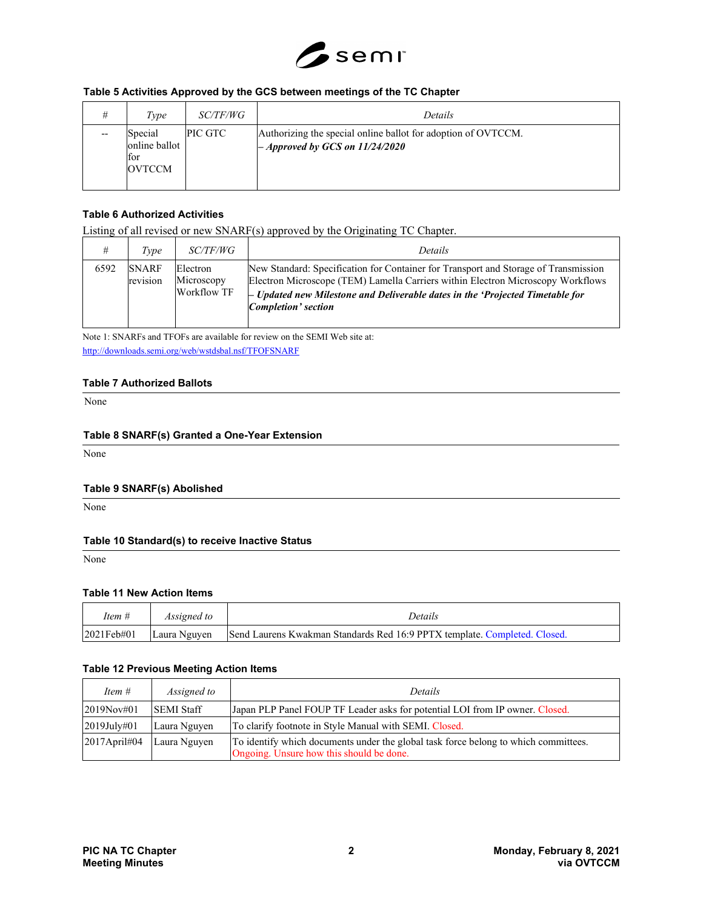**Table 5 Activities Approved by the GCS between meetings of the TC Chapter**

| # | Type | SC/TF/WG | Details |
|---|---|---|---|
| -- | Special online ballot for OVTCCM | PIC GTC | Authorizing the special online ballot for adoption of OVTCCM. <br>*– Approved by GCS on 11/24/2020* |

**Table 6 Authorized Activities**

Listing of all revised or new SNARF(s) approved by the Originating TC Chapter.

| # | Type | SC/TF/WG | Details |
|---|---|---|---|
| 6592 | SNARF revision | Electron Microscopy Workflow TF | New Standard: Specification for Container for Transport and Storage of Transmission Electron Microscope (TEM) Lamella Carriers within Electron Microscopy Workflows <br>*– Updated new Milestone and Deliverable dates in the 'Projected Timetable for Completion' section* |

Note 1: SNARFs and TFOFs are available for review on the SEMI Web site at: http://downloads.semi.org/web/wstdsbal.nsf/TFOFSNARF

**Table 7 Authorized Ballots**

None

**Table 8 SNARF(s) Granted a One-Year Extension**

None

**Table 9 SNARF(s) Abolished**

None

**Table 10 Standard(s) to receive Inactive Status**

None

**Table 11 New Action Items**

| Item # | Assigned to | Details |
|---|---|---|
| 2021Feb#01 | Laura Nguyen | Send Laurens Kwakman Standards Red 16:9 PPTX template. Completed. Closed. |

**Table 12 Previous Meeting Action Items**

| Item # | Assigned to | Details |
|---|---|---|
| 2019Nov#01 | SEMI Staff | Japan PLP Panel FOUP TF Leader asks for potential LOI from IP owner. Closed. |
| 2019July#01 | Laura Nguyen | To clarify footnote in Style Manual with SEMI. Closed. |
| 2017April#04 | Laura Nguyen | To identify which documents under the global task force belong to which committees. Ongoing. Unsure how this should be done. |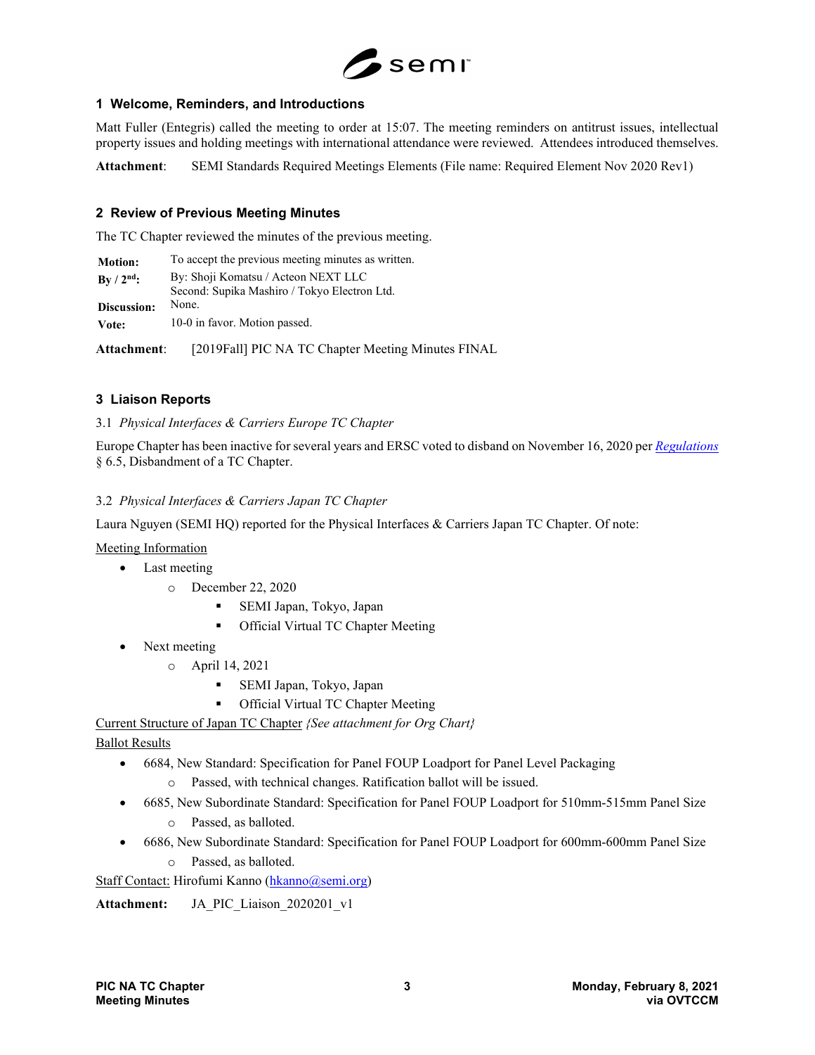## 1 Welcome, Reminders, and Introductions

Matt Fuller (Entegris) called the meeting to order at 15:07. The meeting reminders on antitrust issues, intellectual property issues and holding meetings with international attendance were reviewed. Attendees introduced themselves.

**Attachment**: SEMI Standards Required Meetings Elements (File name: Required Element Nov 2020 Rev1)

## 2 Review of Previous Meeting Minutes

The TC Chapter reviewed the minutes of the previous meeting.

| | |
|---|---|
| **Motion:** | To accept the previous meeting minutes as written. |
| **By / 2nd:** | By: Shoji Komatsu / Acteon NEXT LLC<br>Second: Supika Mashiro / Tokyo Electron Ltd. |
| **Discussion:** | None. |
| **Vote:** | 10-0 in favor. Motion passed. |

**Attachment**: [2019Fall] PIC NA TC Chapter Meeting Minutes FINAL

## 3 Liaison Reports

### 3.1 *Physical Interfaces & Carriers Europe TC Chapter*

Europe Chapter has been inactive for several years and ERSC voted to disband on November 16, 2020 per *Regulations* § 6.5, Disbandment of a TC Chapter.

### 3.2 *Physical Interfaces & Carriers Japan TC Chapter*

Laura Nguyen (SEMI HQ) reported for the Physical Interfaces & Carriers Japan TC Chapter. Of note:

Meeting Information

- Last meeting
  - December 22, 2020
    - SEMI Japan, Tokyo, Japan
    - Official Virtual TC Chapter Meeting
- Next meeting
  - April 14, 2021
    - SEMI Japan, Tokyo, Japan
    - Official Virtual TC Chapter Meeting

Current Structure of Japan TC Chapter *{See attachment for Org Chart}*

Ballot Results

- 6684, New Standard: Specification for Panel FOUP Loadport for Panel Level Packaging
  - Passed, with technical changes. Ratification ballot will be issued.
- 6685, New Subordinate Standard: Specification for Panel FOUP Loadport for 510mm-515mm Panel Size
  - Passed, as balloted.
- 6686, New Subordinate Standard: Specification for Panel FOUP Loadport for 600mm-600mm Panel Size
  - Passed, as balloted.

Staff Contact: Hirofumi Kanno (hkanno@semi.org)

**Attachment:** JA_PIC_Liaison_2020201_v1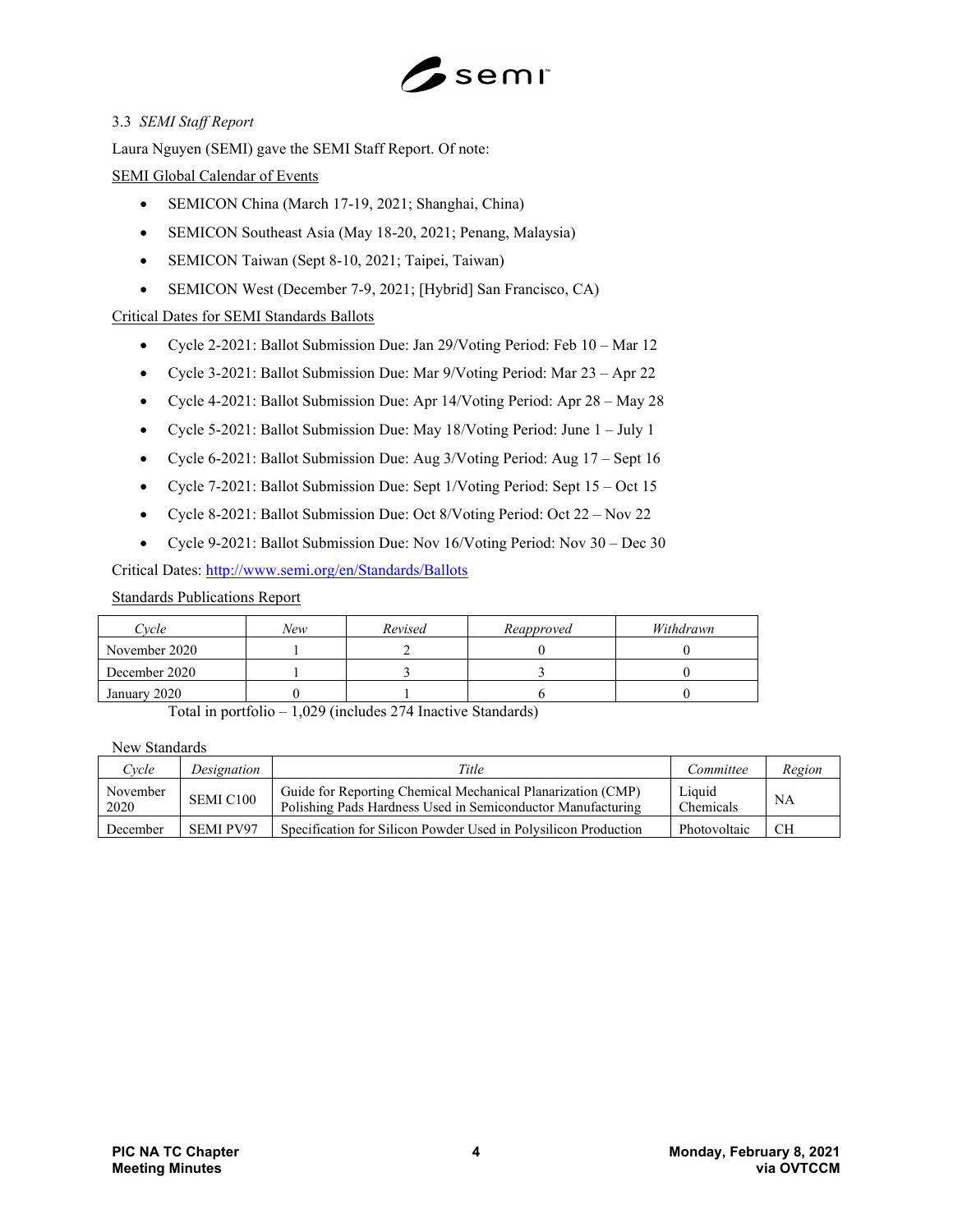3.3 *SEMI Staff Report*

Laura Nguyen (SEMI) gave the SEMI Staff Report. Of note:

<u>SEMI Global Calendar of Events</u>

- SEMICON China (March 17-19, 2021; Shanghai, China)
- SEMICON Southeast Asia (May 18-20, 2021; Penang, Malaysia)
- SEMICON Taiwan (Sept 8-10, 2021; Taipei, Taiwan)
- SEMICON West (December 7-9, 2021; [Hybrid] San Francisco, CA)

<u>Critical Dates for SEMI Standards Ballots</u>

- Cycle 2-2021: Ballot Submission Due: Jan 29/Voting Period: Feb 10 – Mar 12
- Cycle 3-2021: Ballot Submission Due: Mar 9/Voting Period: Mar 23 – Apr 22
- Cycle 4-2021: Ballot Submission Due: Apr 14/Voting Period: Apr 28 – May 28
- Cycle 5-2021: Ballot Submission Due: May 18/Voting Period: June 1 – July 1
- Cycle 6-2021: Ballot Submission Due: Aug 3/Voting Period: Aug 17 – Sept 16
- Cycle 7-2021: Ballot Submission Due: Sept 1/Voting Period: Sept 15 – Oct 15
- Cycle 8-2021: Ballot Submission Due: Oct 8/Voting Period: Oct 22 – Nov 22
- Cycle 9-2021: Ballot Submission Due: Nov 16/Voting Period: Nov 30 – Dec 30

Critical Dates: http://www.semi.org/en/Standards/Ballots

<u>Standards Publications Report</u>

| *Cycle* | *New* | *Revised* | *Reapproved* | *Withdrawn* |
|---|---|---|---|---|
| November 2020 | 1 | 2 | 0 | 0 |
| December 2020 | 1 | 3 | 3 | 0 |
| January 2020 | 0 | 1 | 6 | 0 |

Total in portfolio – 1,029 (includes 274 Inactive Standards)

New Standards

| *Cycle* | *Designation* | *Title* | *Committee* | *Region* |
|---|---|---|---|---|
| November 2020 | SEMI C100 | Guide for Reporting Chemical Mechanical Planarization (CMP) Polishing Pads Hardness Used in Semiconductor Manufacturing | Liquid Chemicals | NA |
| December | SEMI PV97 | Specification for Silicon Powder Used in Polysilicon Production | Photovoltaic | CH |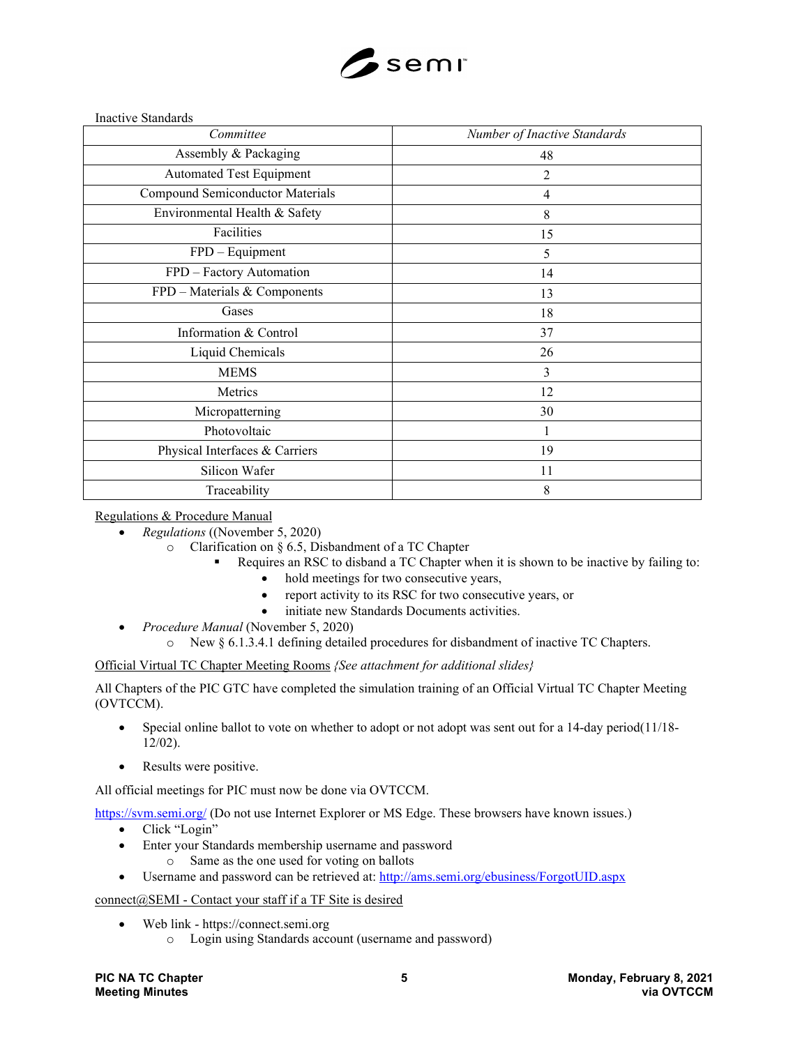Inactive Standards

| *Committee* | *Number of Inactive Standards* |
|---|---|
| Assembly & Packaging | 48 |
| Automated Test Equipment | 2 |
| Compound Semiconductor Materials | 4 |
| Environmental Health & Safety | 8 |
| Facilities | 15 |
| FPD – Equipment | 5 |
| FPD – Factory Automation | 14 |
| FPD – Materials & Components | 13 |
| Gases | 18 |
| Information & Control | 37 |
| Liquid Chemicals | 26 |
| MEMS | 3 |
| Metrics | 12 |
| Micropatterning | 30 |
| Photovoltaic | 1 |
| Physical Interfaces & Carriers | 19 |
| Silicon Wafer | 11 |
| Traceability | 8 |

Regulations & Procedure Manual

- *Regulations* ((November 5, 2020)
  - Clarification on § 6.5, Disbandment of a TC Chapter
    - Requires an RSC to disband a TC Chapter when it is shown to be inactive by failing to:
      - hold meetings for two consecutive years,
      - report activity to its RSC for two consecutive years, or
      - initiate new Standards Documents activities.
- *Procedure Manual* (November 5, 2020)
  - New § 6.1.3.4.1 defining detailed procedures for disbandment of inactive TC Chapters.

Official Virtual TC Chapter Meeting Rooms *{See attachment for additional slides}*

All Chapters of the PIC GTC have completed the simulation training of an Official Virtual TC Chapter Meeting (OVTCCM).

- Special online ballot to vote on whether to adopt or not adopt was sent out for a 14-day period(11/18-12/02).
- Results were positive.

All official meetings for PIC must now be done via OVTCCM.

https://svm.semi.org/ (Do not use Internet Explorer or MS Edge. These browsers have known issues.)

- Click "Login"
- Enter your Standards membership username and password
  - Same as the one used for voting on ballots
- Username and password can be retrieved at: http://ams.semi.org/ebusiness/ForgotUID.aspx

connect@SEMI - Contact your staff if a TF Site is desired

- Web link - https://connect.semi.org
  - Login using Standards account (username and password)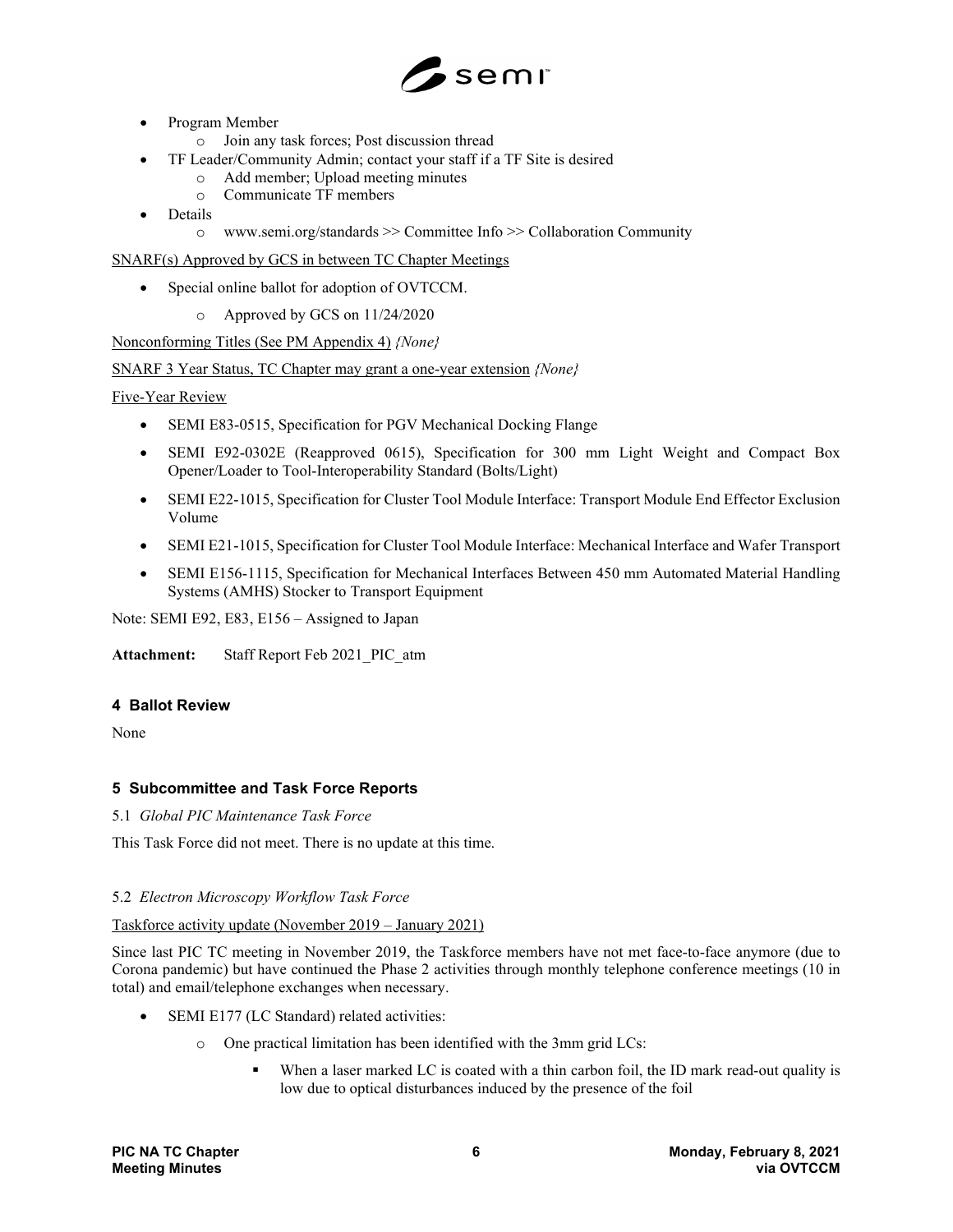- Program Member
    - Join any task forces; Post discussion thread
- TF Leader/Community Admin; contact your staff if a TF Site is desired
    - Add member; Upload meeting minutes
    - Communicate TF members
- Details
    - www.semi.org/standards >> Committee Info >> Collaboration Community

SNARF(s) Approved by GCS in between TC Chapter Meetings

- Special online ballot for adoption of OVTCCM.
    - Approved by GCS on 11/24/2020

Nonconforming Titles (See PM Appendix 4) *{None}*

SNARF 3 Year Status, TC Chapter may grant a one-year extension *{None}*

Five-Year Review

- SEMI E83-0515, Specification for PGV Mechanical Docking Flange
- SEMI E92-0302E (Reapproved 0615), Specification for 300 mm Light Weight and Compact Box Opener/Loader to Tool-Interoperability Standard (Bolts/Light)
- SEMI E22-1015, Specification for Cluster Tool Module Interface: Transport Module End Effector Exclusion Volume
- SEMI E21-1015, Specification for Cluster Tool Module Interface: Mechanical Interface and Wafer Transport
- SEMI E156-1115, Specification for Mechanical Interfaces Between 450 mm Automated Material Handling Systems (AMHS) Stocker to Transport Equipment

Note: SEMI E92, E83, E156 – Assigned to Japan

**Attachment:** Staff Report Feb 2021_PIC_atm

## 4 Ballot Review

None

## 5 Subcommittee and Task Force Reports

### 5.1 *Global PIC Maintenance Task Force*

This Task Force did not meet. There is no update at this time.

### 5.2 *Electron Microscopy Workflow Task Force*

Taskforce activity update (November 2019 – January 2021)

Since last PIC TC meeting in November 2019, the Taskforce members have not met face-to-face anymore (due to Corona pandemic) but have continued the Phase 2 activities through monthly telephone conference meetings (10 in total) and email/telephone exchanges when necessary.

- SEMI E177 (LC Standard) related activities:
    - One practical limitation has been identified with the 3mm grid LCs:
        - When a laser marked LC is coated with a thin carbon foil, the ID mark read-out quality is low due to optical disturbances induced by the presence of the foil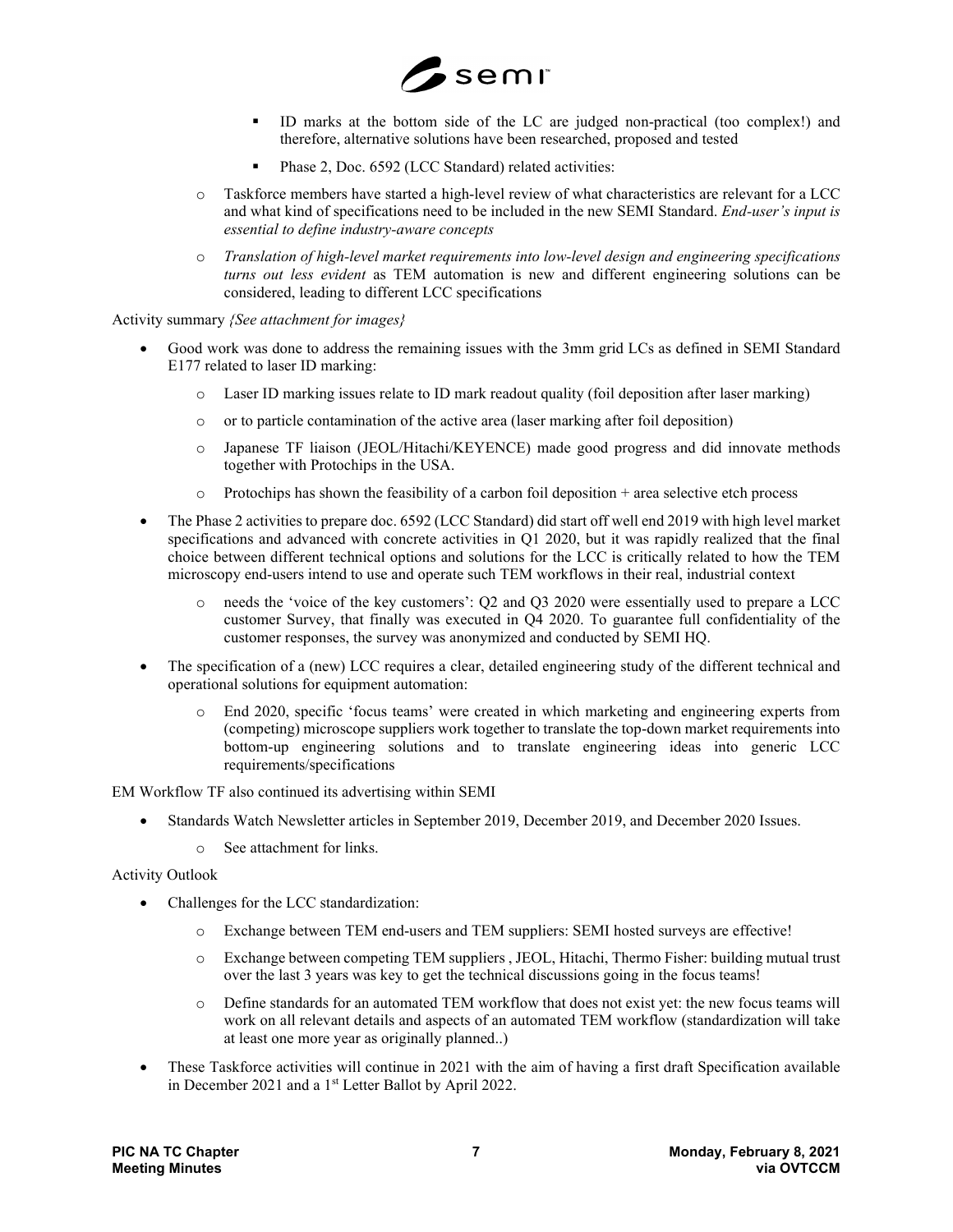- ID marks at the bottom side of the LC are judged non-practical (too complex!) and therefore, alternative solutions have been researched, proposed and tested
    - Phase 2, Doc. 6592 (LCC Standard) related activities:
  - Taskforce members have started a high-level review of what characteristics are relevant for a LCC and what kind of specifications need to be included in the new SEMI Standard. *End-user's input is essential to define industry-aware concepts*
  - *Translation of high-level market requirements into low-level design and engineering specifications turns out less evident* as TEM automation is new and different engineering solutions can be considered, leading to different LCC specifications

Activity summary *{See attachment for images}*

- Good work was done to address the remaining issues with the 3mm grid LCs as defined in SEMI Standard E177 related to laser ID marking:
  - Laser ID marking issues relate to ID mark readout quality (foil deposition after laser marking)
  - or to particle contamination of the active area (laser marking after foil deposition)
  - Japanese TF liaison (JEOL/Hitachi/KEYENCE) made good progress and did innovate methods together with Protochips in the USA.
  - Protochips has shown the feasibility of a carbon foil deposition + area selective etch process
- The Phase 2 activities to prepare doc. 6592 (LCC Standard) did start off well end 2019 with high level market specifications and advanced with concrete activities in Q1 2020, but it was rapidly realized that the final choice between different technical options and solutions for the LCC is critically related to how the TEM microscopy end-users intend to use and operate such TEM workflows in their real, industrial context
  - needs the 'voice of the key customers': Q2 and Q3 2020 were essentially used to prepare a LCC customer Survey, that finally was executed in Q4 2020. To guarantee full confidentiality of the customer responses, the survey was anonymized and conducted by SEMI HQ.
- The specification of a (new) LCC requires a clear, detailed engineering study of the different technical and operational solutions for equipment automation:
  - End 2020, specific 'focus teams' were created in which marketing and engineering experts from (competing) microscope suppliers work together to translate the top-down market requirements into bottom-up engineering solutions and to translate engineering ideas into generic LCC requirements/specifications

EM Workflow TF also continued its advertising within SEMI

- Standards Watch Newsletter articles in September 2019, December 2019, and December 2020 Issues.
  - See attachment for links.

Activity Outlook

- Challenges for the LCC standardization:
  - Exchange between TEM end-users and TEM suppliers: SEMI hosted surveys are effective!
  - Exchange between competing TEM suppliers , JEOL, Hitachi, Thermo Fisher: building mutual trust over the last 3 years was key to get the technical discussions going in the focus teams!
  - Define standards for an automated TEM workflow that does not exist yet: the new focus teams will work on all relevant details and aspects of an automated TEM workflow (standardization will take at least one more year as originally planned..)
- These Taskforce activities will continue in 2021 with the aim of having a first draft Specification available in December 2021 and a 1st Letter Ballot by April 2022.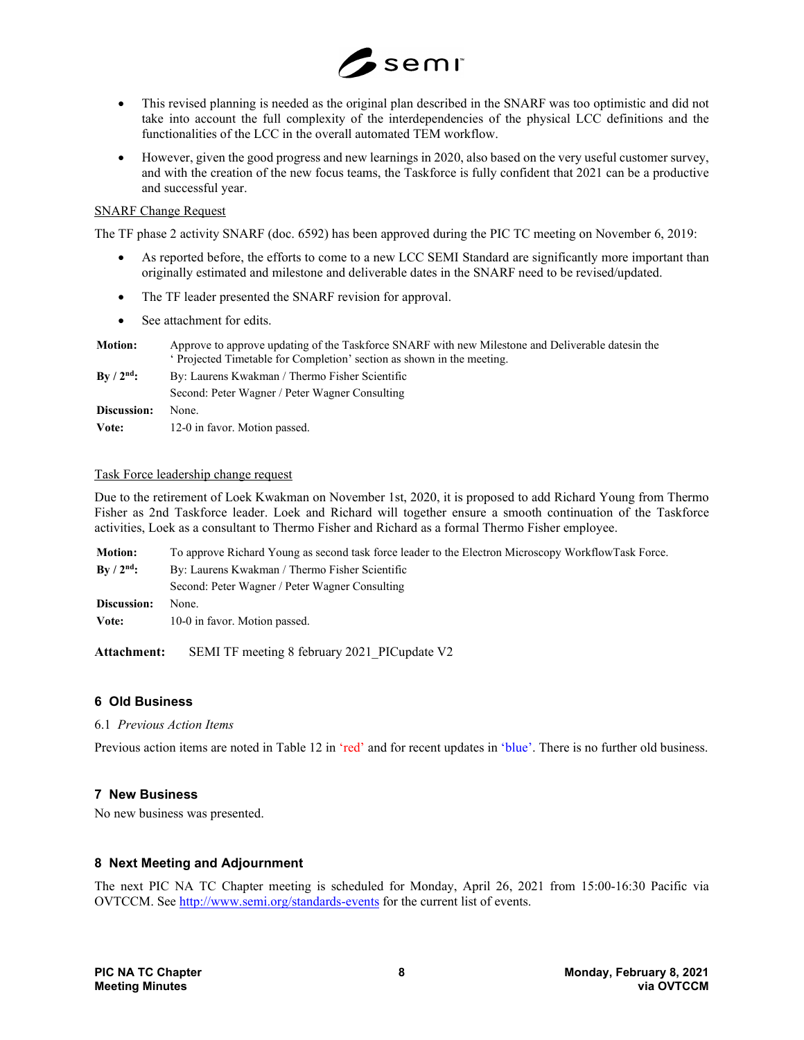- This revised planning is needed as the original plan described in the SNARF was too optimistic and did not take into account the full complexity of the interdependencies of the physical LCC definitions and the functionalities of the LCC in the overall automated TEM workflow.
- However, given the good progress and new learnings in 2020, also based on the very useful customer survey, and with the creation of the new focus teams, the Taskforce is fully confident that 2021 can be a productive and successful year.

<u>SNARF Change Request</u>

The TF phase 2 activity SNARF (doc. 6592) has been approved during the PIC TC meeting on November 6, 2019:

- As reported before, the efforts to come to a new LCC SEMI Standard are significantly more important than originally estimated and milestone and deliverable dates in the SNARF need to be revised/updated.
- The TF leader presented the SNARF revision for approval.
- See attachment for edits.

| | |
|---|---|
| **Motion:** | Approve to approve updating of the Taskforce SNARF with new Milestone and Deliverable datesin the ' Projected Timetable for Completion' section as shown in the meeting. |
| **By / 2nd:** | By: Laurens Kwakman / Thermo Fisher Scientific |
| | Second: Peter Wagner / Peter Wagner Consulting |
| **Discussion:** | None. |
| **Vote:** | 12-0 in favor. Motion passed. |

<u>Task Force leadership change request</u>

Due to the retirement of Loek Kwakman on November 1st, 2020, it is proposed to add Richard Young from Thermo Fisher as 2nd Taskforce leader. Loek and Richard will together ensure a smooth continuation of the Taskforce activities, Loek as a consultant to Thermo Fisher and Richard as a formal Thermo Fisher employee.

| | |
|---|---|
| **Motion:** | To approve Richard Young as second task force leader to the Electron Microscopy WorkflowTask Force. |
| **By / 2nd:** | By: Laurens Kwakman / Thermo Fisher Scientific |
| | Second: Peter Wagner / Peter Wagner Consulting |
| **Discussion:** | None. |
| **Vote:** | 10-0 in favor. Motion passed. |

**Attachment:** SEMI TF meeting 8 february 2021_PICupdate V2

## 6 Old Business

6.1 *Previous Action Items*

Previous action items are noted in Table 12 in 'red' and for recent updates in 'blue'. There is no further old business.

## 7 New Business

No new business was presented.

## 8 Next Meeting and Adjournment

The next PIC NA TC Chapter meeting is scheduled for Monday, April 26, 2021 from 15:00-16:30 Pacific via OVTCCM. See http://www.semi.org/standards-events for the current list of events.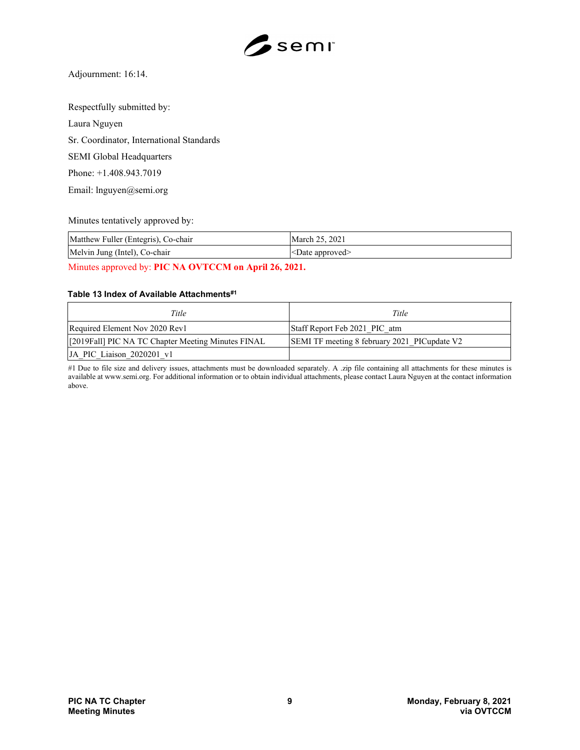Adjournment: 16:14.

Respectfully submitted by:

Laura Nguyen

Sr. Coordinator, International Standards

SEMI Global Headquarters

Phone: +1.408.943.7019

Email: lnguyen@semi.org

Minutes tentatively approved by:

| | |
|---|---|
| Matthew Fuller (Entegris), Co-chair | March 25, 2021 |
| Melvin Jung (Intel), Co-chair | <Date approved> |

Minutes approved by: **PIC NA OVTCCM on April 26, 2021.**

**Table 13 Index of Available Attachments#1**

| *Title* | *Title* |
|---|---|
| Required Element Nov 2020 Rev1 | Staff Report Feb 2021_PIC_atm |
| [2019Fall] PIC NA TC Chapter Meeting Minutes FINAL | SEMI TF meeting 8 february 2021_PICupdate V2 |
| JA_PIC_Liaison_2020201_v1 | |

#1 Due to file size and delivery issues, attachments must be downloaded separately. A .zip file containing all attachments for these minutes is available at www.semi.org. For additional information or to obtain individual attachments, please contact Laura Nguyen at the contact information above.